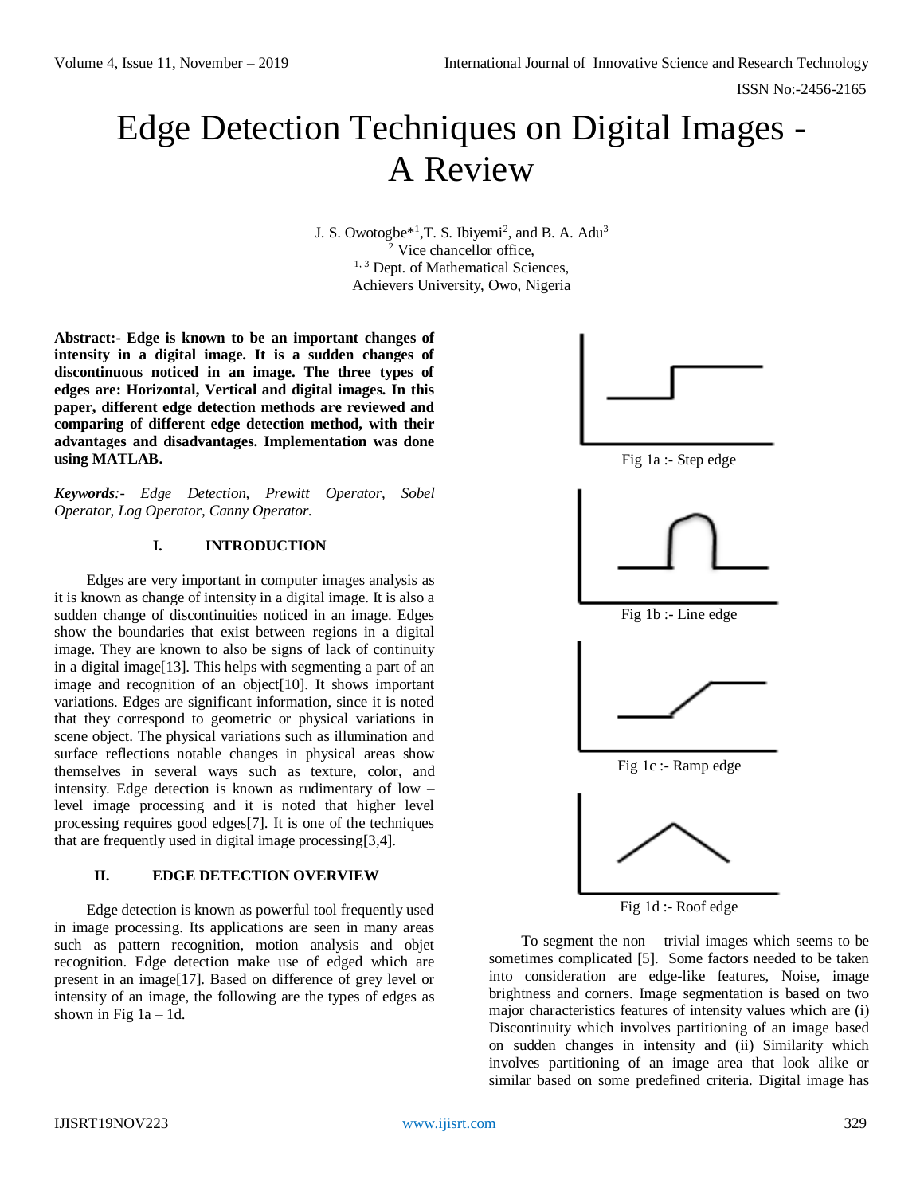# Edge Detection Techniques on Digital Images - A Review

J. S. Owotogbe*[1], T. S. Ibiyemi[2], and B. A. Adu[3]
[2] Vice chancellor office,
[1, 3] Dept. of Mathematical Sciences,
Achievers University, Owo, Nigeria

**Abstract:- Edge is known to be an important changes of intensity in a digital image. It is a sudden changes of discontinuous noticed in an image. The three types of edges are: Horizontal, Vertical and digital images. In this paper, different edge detection methods are reviewed and comparing of different edge detection method, with their advantages and disadvantages. Implementation was done using MATLAB.**

***Keywords**:- Edge Detection, Prewitt Operator, Sobel Operator, Log Operator, Canny Operator.*

## I. INTRODUCTION

Edges are very important in computer images analysis as it is known as change of intensity in a digital image. It is also a sudden change of discontinuities noticed in an image. Edges show the boundaries that exist between regions in a digital image. They are known to also be signs of lack of continuity in a digital image[13]. This helps with segmenting a part of an image and recognition of an object[10]. It shows important variations. Edges are significant information, since it is noted that they correspond to geometric or physical variations in scene object. The physical variations such as illumination and surface reflections notable changes in physical areas show themselves in several ways such as texture, color, and intensity. Edge detection is known as rudimentary of low – level image processing and it is noted that higher level processing requires good edges[7]. It is one of the techniques that are frequently used in digital image processing[3,4].

## II. EDGE DETECTION OVERVIEW

Edge detection is known as powerful tool frequently used in image processing. Its applications are seen in many areas such as pattern recognition, motion analysis and objet recognition. Edge detection make use of edged which are present in an image[17]. Based on difference of grey level or intensity of an image, the following are the types of edges as shown in Fig 1a – 1d.

Fig 1a :- Step edge

Fig 1b :- Line edge

Fig 1c :- Ramp edge

Fig 1d :- Roof edge

To segment the non – trivial images which seems to be sometimes complicated [5]. Some factors needed to be taken into consideration are edge-like features, Noise, image brightness and corners. Image segmentation is based on two major characteristics features of intensity values which are (i) Discontinuity which involves partitioning of an image based on sudden changes in intensity and (ii) Similarity which involves partitioning of an image area that look alike or similar based on some predefined criteria. Digital image has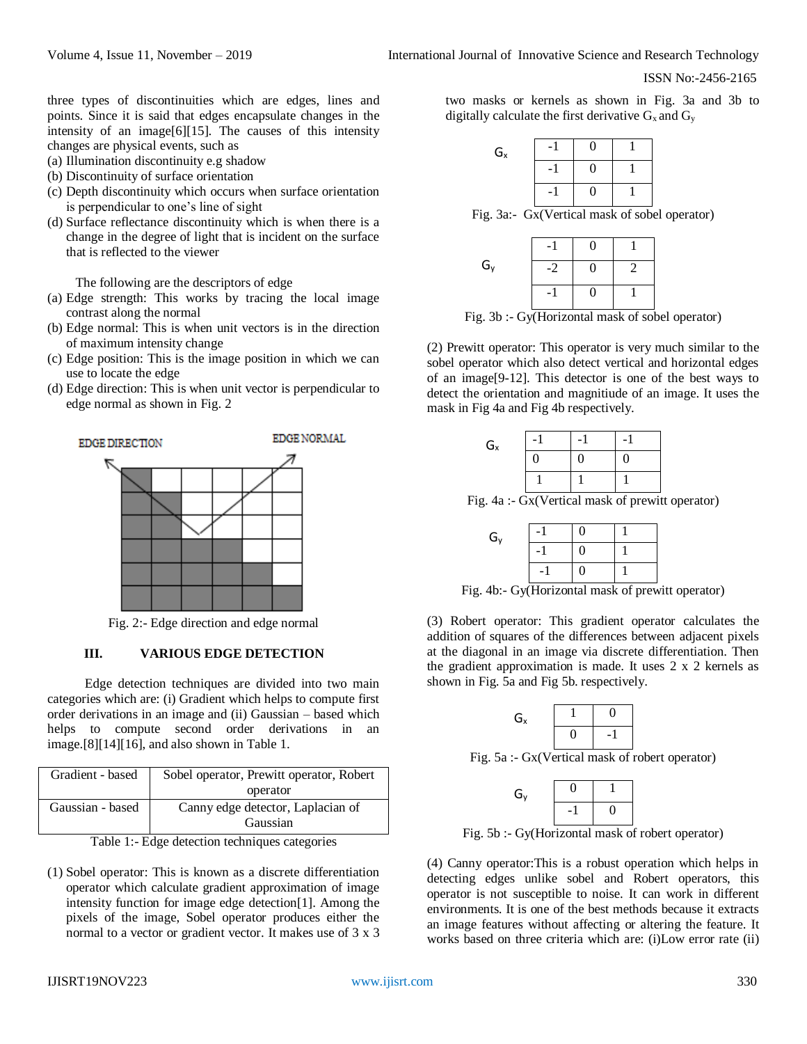three types of discontinuities which are edges, lines and points. Since it is said that edges encapsulate changes in the intensity of an image[6][15]. The causes of this intensity changes are physical events, such as

(a) Illumination discontinuity e.g shadow
(b) Discontinuity of surface orientation
(c) Depth discontinuity which occurs when surface orientation is perpendicular to one's line of sight
(d) Surface reflectance discontinuity which is when there is a change in the degree of light that is incident on the surface that is reflected to the viewer

The following are the descriptors of edge

(a) Edge strength: This works by tracing the local image contrast along the normal
(b) Edge normal: This is when unit vectors is in the direction of maximum intensity change
(c) Edge position: This is the image position in which we can use to locate the edge
(d) Edge direction: This is when unit vector is perpendicular to edge normal as shown in Fig. 2

Fig. 2:- Edge direction and edge normal

## III. VARIOUS EDGE DETECTION

Edge detection techniques are divided into two main categories which are: (i) Gradient which helps to compute first order derivations in an image and (ii) Gaussian – based which helps to compute second order derivations in an image.[8][14][16], and also shown in Table 1.

| Gradient - based | Sobel operator, Prewitt operator, Robert operator |
|---|---|
| Gaussian - based | Canny edge detector, Laplacian of Gaussian |

Table 1:- Edge detection techniques categories

(1) Sobel operator: This is known as a discrete differentiation operator which calculate gradient approximation of image intensity function for image edge detection[1]. Among the pixels of the image, Sobel operator produces either the normal to a vector or gradient vector. It makes use of 3 x 3 two masks or kernels as shown in Fig. 3a and 3b to digitally calculate the first derivative $G_x$ and $G_y$

$G_x$

| -1 | 0 | 1 |
|---|---|---|
| -1 | 0 | 1 |
| -1 | 0 | 1 |

Fig. 3a:- Gx(Vertical mask of sobel operator)

$G_y$

| -1 | 0 | 1 |
|---|---|---|
| -2 | 0 | 2 |
| -1 | 0 | 1 |

Fig. 3b :- Gy(Horizontal mask of sobel operator)

(2) Prewitt operator: This operator is very much similar to the sobel operator which also detect vertical and horizontal edges of an image[9-12]. This detector is one of the best ways to detect the orientation and magnitiude of an image. It uses the mask in Fig 4a and Fig 4b respectively.

$G_x$

| -1 | -1 | -1 |
|---|---|---|
| 0 | 0 | 0 |
| 1 | 1 | 1 |

Fig. 4a :- Gx(Vertical mask of prewitt operator)

$G_y$

| -1 | 0 | 1 |
|---|---|---|
| -1 | 0 | 1 |
| -1 | 0 | 1 |

Fig. 4b:- Gy(Horizontal mask of prewitt operator)

(3) Robert operator: This gradient operator calculates the addition of squares of the differences between adjacent pixels at the diagonal in an image via discrete differentiation. Then the gradient approximation is made. It uses 2 x 2 kernels as shown in Fig. 5a and Fig 5b. respectively.

$G_x$

| 1 | 0 |
|---|---|
| 0 | -1 |

Fig. 5a :- Gx(Vertical mask of robert operator)

$G_y$

| 0 | 1 |
|---|---|
| -1 | 0 |

Fig. 5b :- Gy(Horizontal mask of robert operator)

(4) Canny operator:This is a robust operation which helps in detecting edges unlike sobel and Robert operators, this operator is not susceptible to noise. It can work in different environments. It is one of the best methods because it extracts an image features without affecting or altering the feature. It works based on three criteria which are: (i)Low error rate (ii)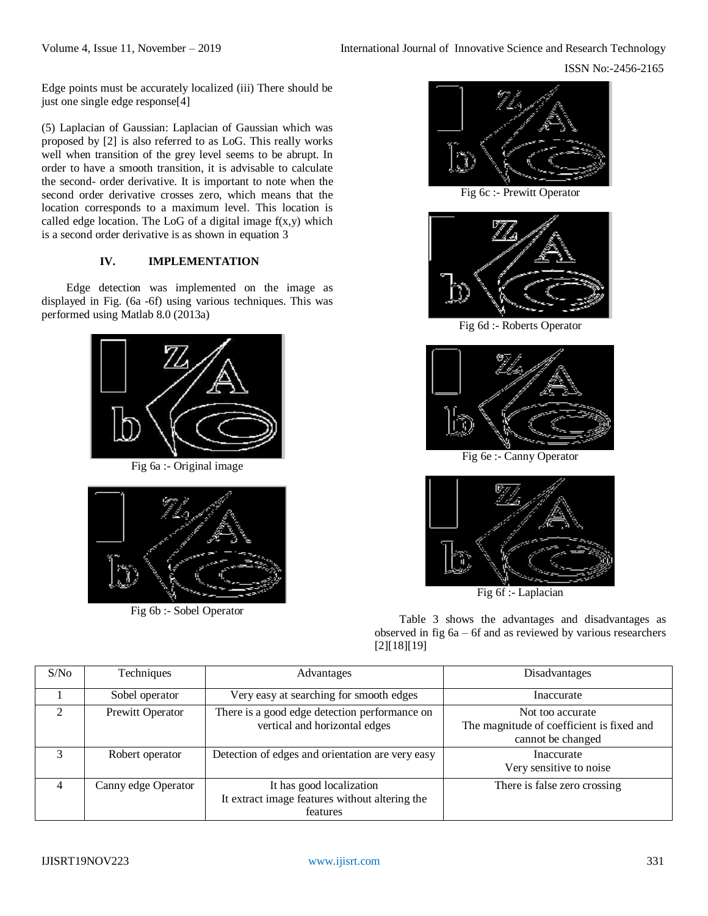Edge points must be accurately localized (iii) There should be just one single edge response[4]

(5) Laplacian of Gaussian: Laplacian of Gaussian which was proposed by [2] is also referred to as LoG. This really works well when transition of the grey level seems to be abrupt. In order to have a smooth transition, it is advisable to calculate the second- order derivative. It is important to note when the second order derivative crosses zero, which means that the location corresponds to a maximum level. This location is called edge location. The LoG of a digital image f(x,y) which is a second order derivative is as shown in equation 3

## IV. IMPLEMENTATION

Edge detection was implemented on the image as displayed in Fig. (6a -6f) using various techniques. This was performed using Matlab 8.0 (2013a)

Fig 6a :- Original image

Fig 6b :- Sobel Operator

Fig 6c :- Prewitt Operator

Fig 6d :- Roberts Operator

Fig 6e :- Canny Operator

Fig 6f :- Laplacian

Table 3 shows the advantages and disadvantages as observed in fig 6a – 6f and as reviewed by various researchers [2][18][19]

| S/No | Techniques | Advantages | Disadvantages |
|---|---|---|---|
| 1 | Sobel operator | Very easy at searching for smooth edges | Inaccurate |
| 2 | Prewitt Operator | There is a good edge detection performance on vertical and horizontal edges | Not too accurate<br>The magnitude of coefficient is fixed and cannot be changed |
| 3 | Robert operator | Detection of edges and orientation are very easy | Inaccurate<br>Very sensitive to noise |
| 4 | Canny edge Operator | It has good localization<br>It extract image features without altering the features | There is false zero crossing |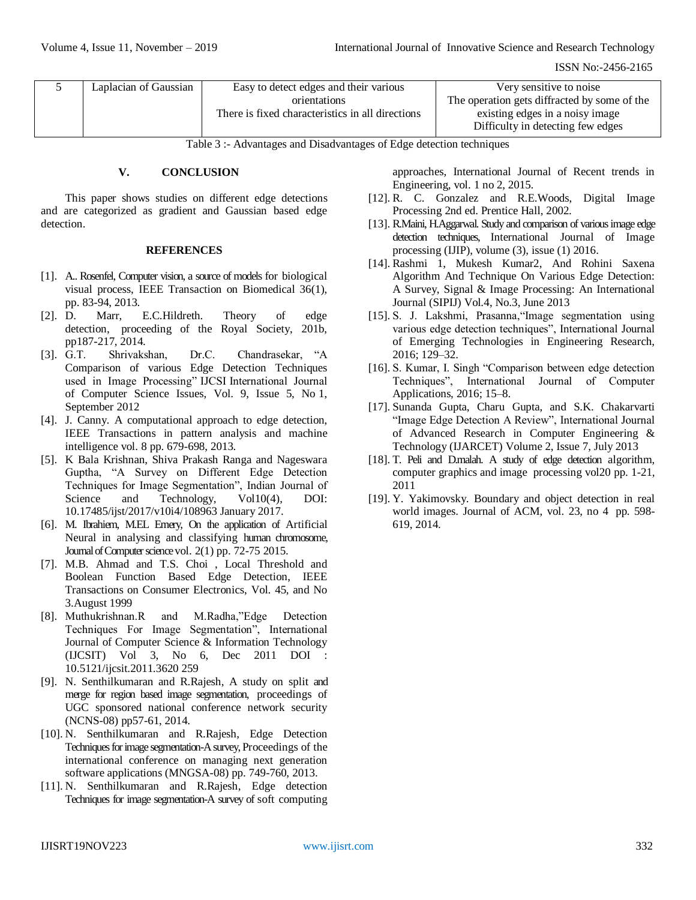| | | | |
|---|---|---|---|
| 5 | Laplacian of Gaussian | Easy to detect edges and their various orientations<br>There is fixed characteristics in all directions | Very sensitive to noise<br>The operation gets diffracted by some of the existing edges in a noisy image<br>Difficulty in detecting few edges |

Table 3 :- Advantages and Disadvantages of Edge detection techniques

## V. CONCLUSION

This paper shows studies on different edge detections and are categorized as gradient and Gaussian based edge detection.

## REFERENCES

- [1]. A.. Rosenfel, Computer vision, a source of models for biological visual process, IEEE Transaction on Biomedical 36(1), pp. 83-94, 2013.
- [2]. D. Marr, E.C.Hildreth. Theory of edge detection, proceeding of the Royal Society, 201b, pp187-217, 2014.
- [3]. G.T. Shrivakshan, Dr.C. Chandrasekar, "A Comparison of various Edge Detection Techniques used in Image Processing" IJCSI International Journal of Computer Science Issues, Vol. 9, Issue 5, No 1, September 2012
- [4]. J. Canny. A computational approach to edge detection, IEEE Transactions in pattern analysis and machine intelligence vol. 8 pp. 679-698, 2013.
- [5]. K Bala Krishnan, Shiva Prakash Ranga and Nageswara Guptha, "A Survey on Different Edge Detection Techniques for Image Segmentation", Indian Journal of Science and Technology, Vol10(4), DOI: 10.17485/ijst/2017/v10i4/108963 January 2017.
- [6]. M. Ibrahiem, M.EL Emery, On the application of Artificial Neural in analysing and classifying human chromosome, Journal of Computer science vol. 2(1) pp. 72-75 2015.
- [7]. M.B. Ahmad and T.S. Choi , Local Threshold and Boolean Function Based Edge Detection, IEEE Transactions on Consumer Electronics, Vol. 45, and No 3.August 1999
- [8]. Muthukrishnan.R and M.Radha,"Edge Detection Techniques For Image Segmentation", International Journal of Computer Science & Information Technology (IJCSIT) Vol 3, No 6, Dec 2011 DOI : 10.5121/ijcsit.2011.3620 259
- [9]. N. Senthilkumaran and R.Rajesh, A study on split and merge for region based image segmentation, proceedings of UGC sponsored national conference network security (NCNS-08) pp57-61, 2014.
- [10]. N. Senthilkumaran and R.Rajesh, Edge Detection Techniques for image segmentation-A survey, Proceedings of the international conference on managing next generation software applications (MNGSA-08) pp. 749-760, 2013.
- [11]. N. Senthilkumaran and R.Rajesh, Edge detection Techniques for image segmentation-A survey of soft computing approaches, International Journal of Recent trends in Engineering, vol. 1 no 2, 2015.
- [12]. R. C. Gonzalez and R.E.Woods, Digital Image Processing 2nd ed. Prentice Hall, 2002.
- [13]. R.Maini, H.Aggarwal. Study and comparison of various image edge detection techniques, International Journal of Image processing (IJIP), volume (3), issue (1) 2016.
- [14]. Rashmi 1, Mukesh Kumar2, And Rohini Saxena Algorithm And Technique On Various Edge Detection: A Survey, Signal & Image Processing: An International Journal (SIPIJ) Vol.4, No.3, June 2013
- [15]. S. J. Lakshmi, Prasanna,"Image segmentation using various edge detection techniques", International Journal of Emerging Technologies in Engineering Research, 2016; 129–32.
- [16]. S. Kumar, I. Singh "Comparison between edge detection Techniques", International Journal of Computer Applications, 2016; 15–8.
- [17]. Sunanda Gupta, Charu Gupta, and S.K. Chakarvarti "Image Edge Detection A Review", International Journal of Advanced Research in Computer Engineering & Technology (IJARCET) Volume 2, Issue 7, July 2013
- [18]. T. Peli and D.malah. A study of edge detection algorithm, computer graphics and image processing vol20 pp. 1-21, 2011
- [19]. Y. Yakimovsky. Boundary and object detection in real world images. Journal of ACM, vol. 23, no 4 pp. 598-619, 2014.